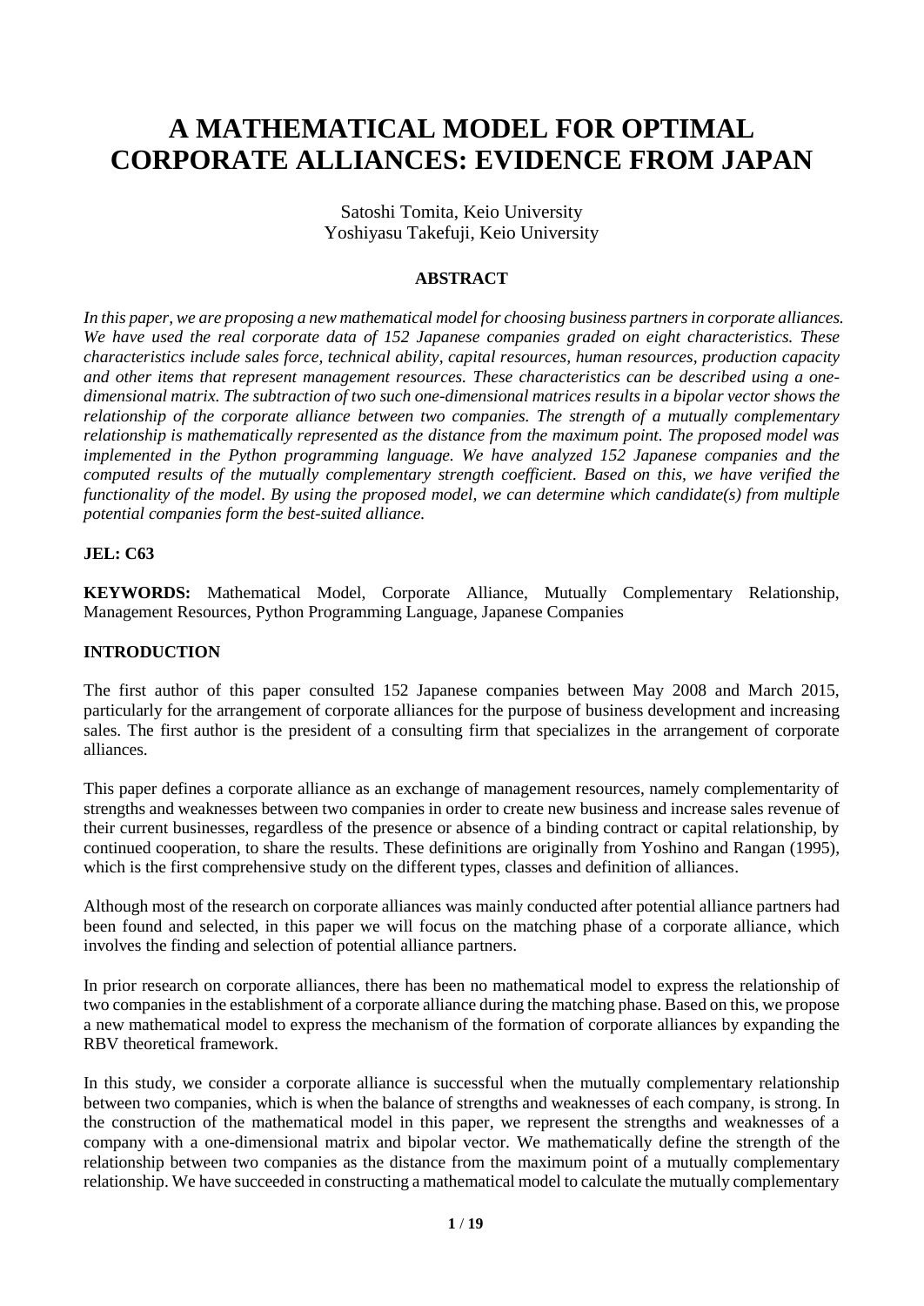# A MATHEMATICAL MODEL FOR OPTIMAL CORPORATE ALLIANCES: EVIDENCE FROM JAPAN

Satoshi Tomita, Keio University
Yoshiyasu Takefuji, Keio University

## ABSTRACT

*In this paper, we are proposing a new mathematical model for choosing business partners in corporate alliances. We have used the real corporate data of 152 Japanese companies graded on eight characteristics. These characteristics include sales force, technical ability, capital resources, human resources, production capacity and other items that represent management resources. These characteristics can be described using a one-dimensional matrix. The subtraction of two such one-dimensional matrices results in a bipolar vector shows the relationship of the corporate alliance between two companies. The strength of a mutually complementary relationship is mathematically represented as the distance from the maximum point. The proposed model was implemented in the Python programming language. We have analyzed 152 Japanese companies and the computed results of the mutually complementary strength coefficient. Based on this, we have verified the functionality of the model. By using the proposed model, we can determine which candidate(s) from multiple potential companies form the best-suited alliance.*

**JEL: C63**

**KEYWORDS:** Mathematical Model, Corporate Alliance, Mutually Complementary Relationship, Management Resources, Python Programming Language, Japanese Companies

## INTRODUCTION

The first author of this paper consulted 152 Japanese companies between May 2008 and March 2015, particularly for the arrangement of corporate alliances for the purpose of business development and increasing sales. The first author is the president of a consulting firm that specializes in the arrangement of corporate alliances.

This paper defines a corporate alliance as an exchange of management resources, namely complementarity of strengths and weaknesses between two companies in order to create new business and increase sales revenue of their current businesses, regardless of the presence or absence of a binding contract or capital relationship, by continued cooperation, to share the results. These definitions are originally from Yoshino and Rangan (1995), which is the first comprehensive study on the different types, classes and definition of alliances.

Although most of the research on corporate alliances was mainly conducted after potential alliance partners had been found and selected, in this paper we will focus on the matching phase of a corporate alliance, which involves the finding and selection of potential alliance partners.

In prior research on corporate alliances, there has been no mathematical model to express the relationship of two companies in the establishment of a corporate alliance during the matching phase. Based on this, we propose a new mathematical model to express the mechanism of the formation of corporate alliances by expanding the RBV theoretical framework.

In this study, we consider a corporate alliance is successful when the mutually complementary relationship between two companies, which is when the balance of strengths and weaknesses of each company, is strong. In the construction of the mathematical model in this paper, we represent the strengths and weaknesses of a company with a one-dimensional matrix and bipolar vector. We mathematically define the strength of the relationship between two companies as the distance from the maximum point of a mutually complementary relationship. We have succeeded in constructing a mathematical model to calculate the mutually complementary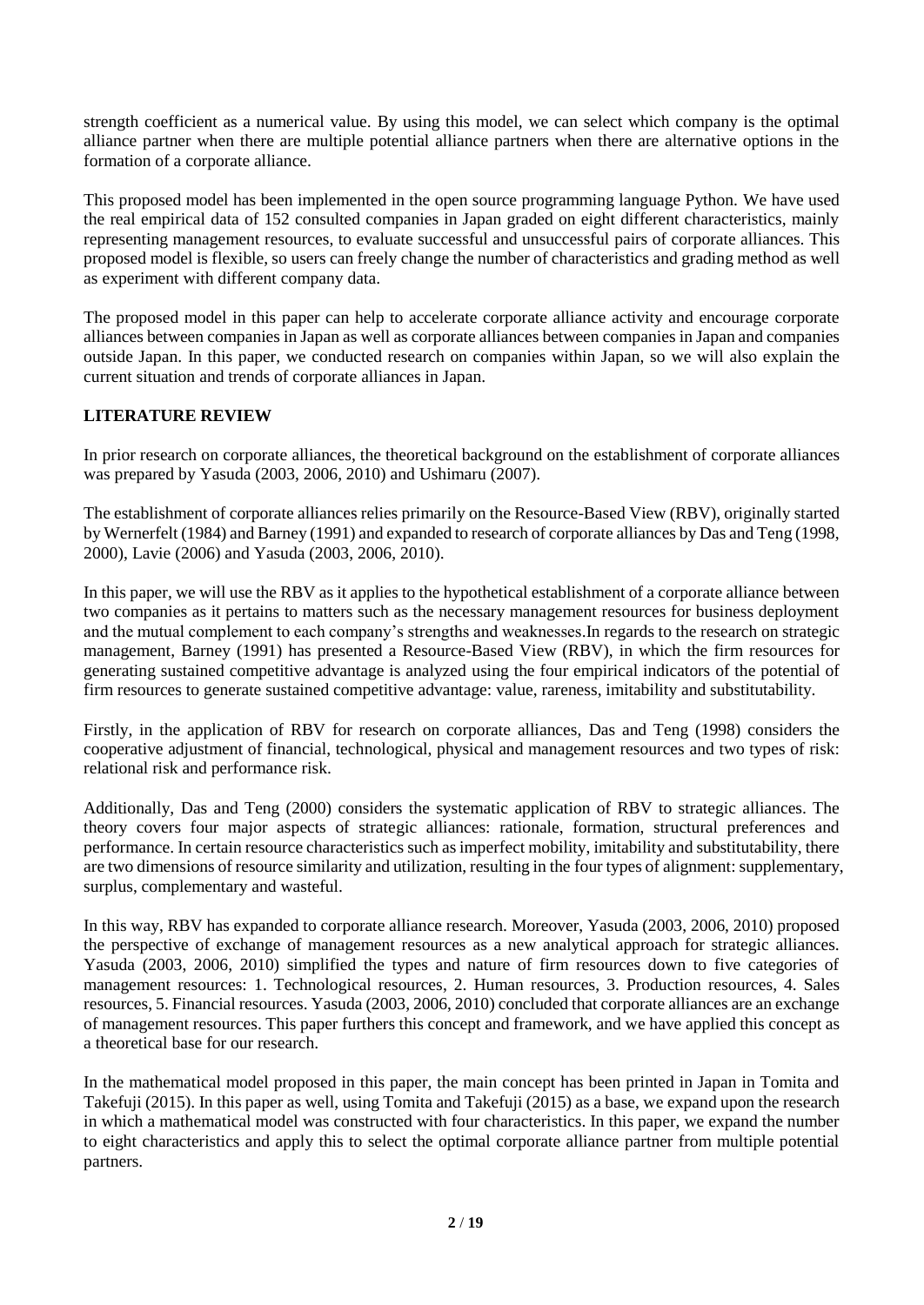strength coefficient as a numerical value. By using this model, we can select which company is the optimal alliance partner when there are multiple potential alliance partners when there are alternative options in the formation of a corporate alliance.

This proposed model has been implemented in the open source programming language Python. We have used the real empirical data of 152 consulted companies in Japan graded on eight different characteristics, mainly representing management resources, to evaluate successful and unsuccessful pairs of corporate alliances. This proposed model is flexible, so users can freely change the number of characteristics and grading method as well as experiment with different company data.

The proposed model in this paper can help to accelerate corporate alliance activity and encourage corporate alliances between companies in Japan as well as corporate alliances between companies in Japan and companies outside Japan. In this paper, we conducted research on companies within Japan, so we will also explain the current situation and trends of corporate alliances in Japan.

## LITERATURE REVIEW

In prior research on corporate alliances, the theoretical background on the establishment of corporate alliances was prepared by Yasuda (2003, 2006, 2010) and Ushimaru (2007).

The establishment of corporate alliances relies primarily on the Resource-Based View (RBV), originally started by Wernerfelt (1984) and Barney (1991) and expanded to research of corporate alliances by Das and Teng (1998, 2000), Lavie (2006) and Yasuda (2003, 2006, 2010).

In this paper, we will use the RBV as it applies to the hypothetical establishment of a corporate alliance between two companies as it pertains to matters such as the necessary management resources for business deployment and the mutual complement to each company's strengths and weaknesses.In regards to the research on strategic management, Barney (1991) has presented a Resource-Based View (RBV), in which the firm resources for generating sustained competitive advantage is analyzed using the four empirical indicators of the potential of firm resources to generate sustained competitive advantage: value, rareness, imitability and substitutability.

Firstly, in the application of RBV for research on corporate alliances, Das and Teng (1998) considers the cooperative adjustment of financial, technological, physical and management resources and two types of risk: relational risk and performance risk.

Additionally, Das and Teng (2000) considers the systematic application of RBV to strategic alliances. The theory covers four major aspects of strategic alliances: rationale, formation, structural preferences and performance. In certain resource characteristics such as imperfect mobility, imitability and substitutability, there are two dimensions of resource similarity and utilization, resulting in the four types of alignment: supplementary, surplus, complementary and wasteful.

In this way, RBV has expanded to corporate alliance research. Moreover, Yasuda (2003, 2006, 2010) proposed the perspective of exchange of management resources as a new analytical approach for strategic alliances. Yasuda (2003, 2006, 2010) simplified the types and nature of firm resources down to five categories of management resources: 1. Technological resources, 2. Human resources, 3. Production resources, 4. Sales resources, 5. Financial resources. Yasuda (2003, 2006, 2010) concluded that corporate alliances are an exchange of management resources. This paper furthers this concept and framework, and we have applied this concept as a theoretical base for our research.

In the mathematical model proposed in this paper, the main concept has been printed in Japan in Tomita and Takefuji (2015). In this paper as well, using Tomita and Takefuji (2015) as a base, we expand upon the research in which a mathematical model was constructed with four characteristics. In this paper, we expand the number to eight characteristics and apply this to select the optimal corporate alliance partner from multiple potential partners.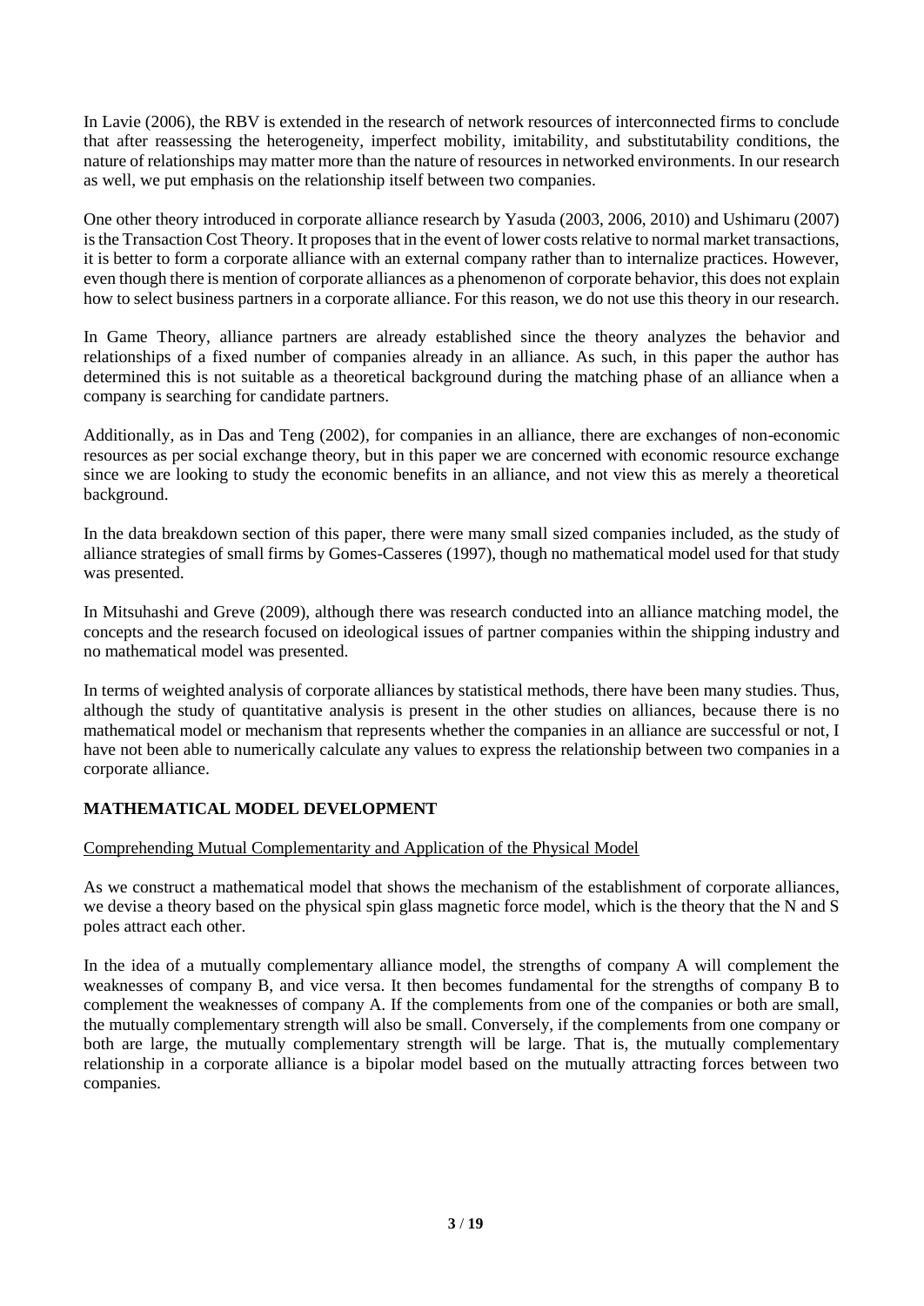In Lavie (2006), the RBV is extended in the research of network resources of interconnected firms to conclude that after reassessing the heterogeneity, imperfect mobility, imitability, and substitutability conditions, the nature of relationships may matter more than the nature of resources in networked environments. In our research as well, we put emphasis on the relationship itself between two companies.

One other theory introduced in corporate alliance research by Yasuda (2003, 2006, 2010) and Ushimaru (2007) is the Transaction Cost Theory. It proposes that in the event of lower costs relative to normal market transactions, it is better to form a corporate alliance with an external company rather than to internalize practices. However, even though there is mention of corporate alliances as a phenomenon of corporate behavior, this does not explain how to select business partners in a corporate alliance. For this reason, we do not use this theory in our research.

In Game Theory, alliance partners are already established since the theory analyzes the behavior and relationships of a fixed number of companies already in an alliance. As such, in this paper the author has determined this is not suitable as a theoretical background during the matching phase of an alliance when a company is searching for candidate partners.

Additionally, as in Das and Teng (2002), for companies in an alliance, there are exchanges of non-economic resources as per social exchange theory, but in this paper we are concerned with economic resource exchange since we are looking to study the economic benefits in an alliance, and not view this as merely a theoretical background.

In the data breakdown section of this paper, there were many small sized companies included, as the study of alliance strategies of small firms by Gomes-Casseres (1997), though no mathematical model used for that study was presented.

In Mitsuhashi and Greve (2009), although there was research conducted into an alliance matching model, the concepts and the research focused on ideological issues of partner companies within the shipping industry and no mathematical model was presented.

In terms of weighted analysis of corporate alliances by statistical methods, there have been many studies. Thus, although the study of quantitative analysis is present in the other studies on alliances, because there is no mathematical model or mechanism that represents whether the companies in an alliance are successful or not, I have not been able to numerically calculate any values to express the relationship between two companies in a corporate alliance.

## MATHEMATICAL MODEL DEVELOPMENT

Comprehending Mutual Complementarity and Application of the Physical Model

As we construct a mathematical model that shows the mechanism of the establishment of corporate alliances, we devise a theory based on the physical spin glass magnetic force model, which is the theory that the N and S poles attract each other.

In the idea of a mutually complementary alliance model, the strengths of company A will complement the weaknesses of company B, and vice versa. It then becomes fundamental for the strengths of company B to complement the weaknesses of company A. If the complements from one of the companies or both are small, the mutually complementary strength will also be small. Conversely, if the complements from one company or both are large, the mutually complementary strength will be large. That is, the mutually complementary relationship in a corporate alliance is a bipolar model based on the mutually attracting forces between two companies.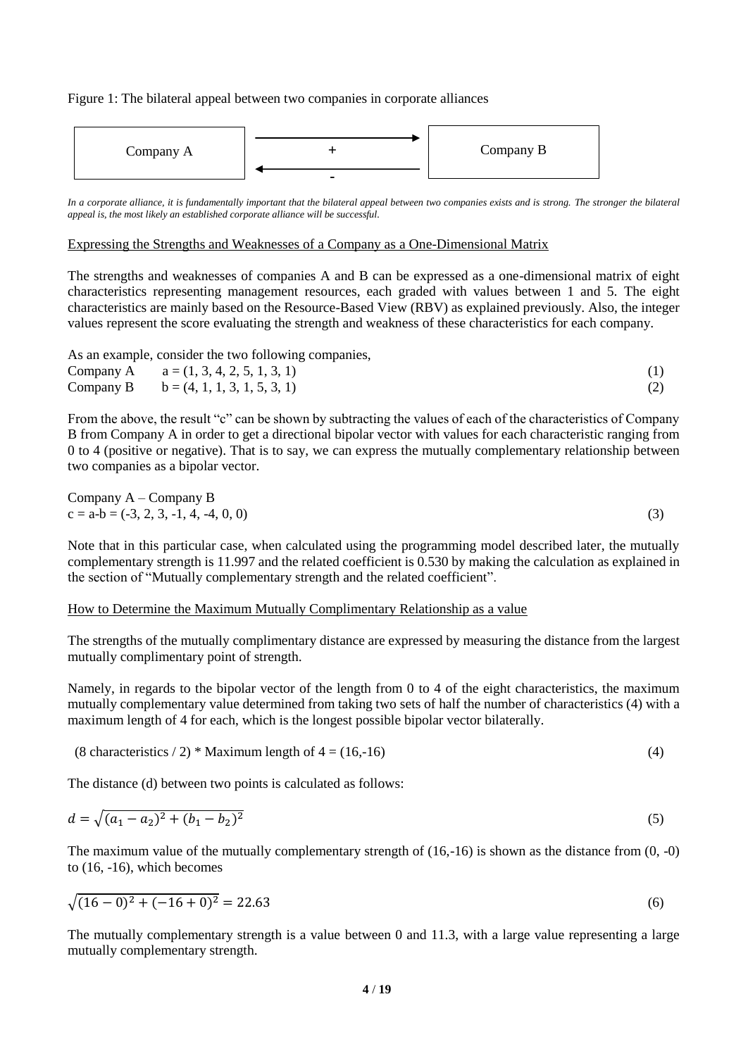Figure 1: The bilateral appeal between two companies in corporate alliances

| Company A | → + ← - | Company B |
|---|---|---|

*In a corporate alliance, it is fundamentally important that the bilateral appeal between two companies exists and is strong. The stronger the bilateral appeal is, the most likely an established corporate alliance will be successful.*

Expressing the Strengths and Weaknesses of a Company as a One-Dimensional Matrix

The strengths and weaknesses of companies A and B can be expressed as a one-dimensional matrix of eight characteristics representing management resources, each graded with values between 1 and 5. The eight characteristics are mainly based on the Resource-Based View (RBV) as explained previously. Also, the integer values represent the score evaluating the strength and weakness of these characteristics for each company.

As an example, consider the two following companies,

Company A $\quad a = (1, 3, 4, 2, 5, 1, 3, 1)$ (1)

Company B $\quad b = (4, 1, 1, 3, 1, 5, 3, 1)$ (2)

From the above, the result "c" can be shown by subtracting the values of each of the characteristics of Company B from Company A in order to get a directional bipolar vector with values for each characteristic ranging from 0 to 4 (positive or negative). That is to say, we can express the mutually complementary relationship between two companies as a bipolar vector.

Company A – Company B

$c = a\text{-}b = (-3, 2, 3, -1, 4, -4, 0, 0)$ (3)

Note that in this particular case, when calculated using the programming model described later, the mutually complementary strength is 11.997 and the related coefficient is 0.530 by making the calculation as explained in the section of "Mutually complementary strength and the related coefficient".

How to Determine the Maximum Mutually Complimentary Relationship as a value

The strengths of the mutually complimentary distance are expressed by measuring the distance from the largest mutually complimentary point of strength.

Namely, in regards to the bipolar vector of the length from 0 to 4 of the eight characteristics, the maximum mutually complementary value determined from taking two sets of half the number of characteristics (4) with a maximum length of 4 for each, which is the longest possible bipolar vector bilaterally.

(8 characteristics / 2) * Maximum length of 4 = (16,-16) (4)

The distance (d) between two points is calculated as follows:

$$d = \sqrt{(a_1 - a_2)^2 + (b_1 - b_2)^2} \tag{5}$$

The maximum value of the mutually complementary strength of (16,-16) is shown as the distance from (0, -0) to (16, -16), which becomes

$$\sqrt{(16 - 0)^2 + (-16 + 0)^2} = 22.63 \tag{6}$$

The mutually complementary strength is a value between 0 and 11.3, with a large value representing a large mutually complementary strength.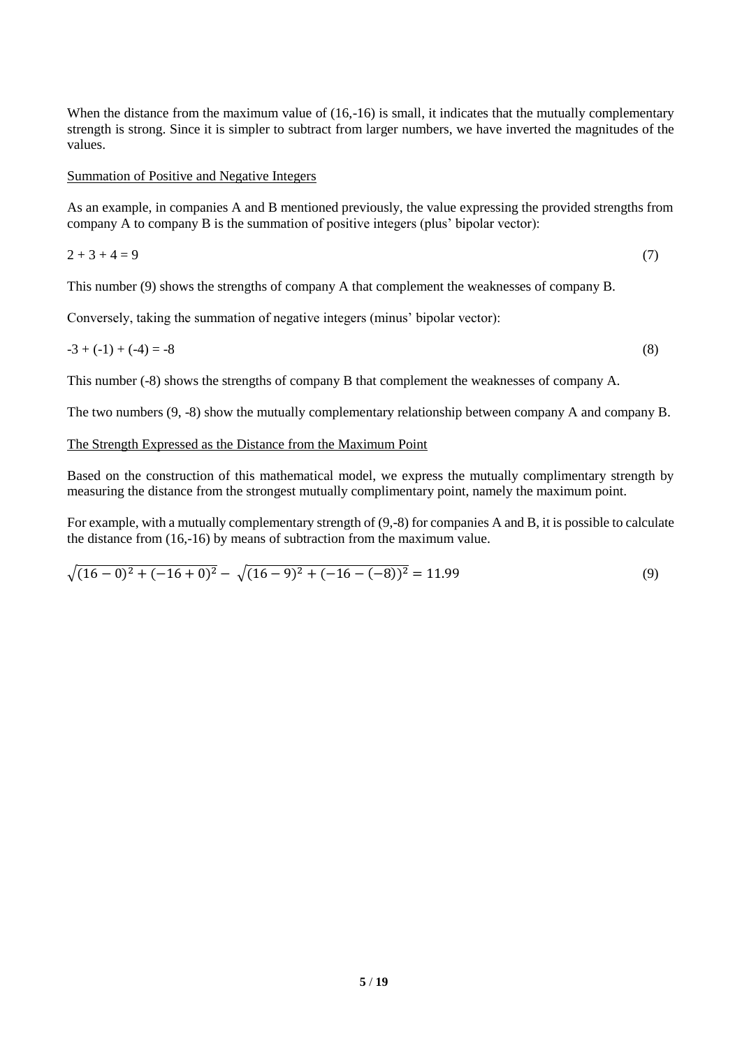When the distance from the maximum value of (16,-16) is small, it indicates that the mutually complementary strength is strong. Since it is simpler to subtract from larger numbers, we have inverted the magnitudes of the values.

<u>Summation of Positive and Negative Integers</u>

As an example, in companies A and B mentioned previously, the value expressing the provided strengths from company A to company B is the summation of positive integers (plus' bipolar vector):

$$2 + 3 + 4 = 9 \tag{7}$$

This number (9) shows the strengths of company A that complement the weaknesses of company B.

Conversely, taking the summation of negative integers (minus' bipolar vector):

$$-3 + (-1) + (-4) = -8 \tag{8}$$

This number (-8) shows the strengths of company B that complement the weaknesses of company A.

The two numbers (9, -8) show the mutually complementary relationship between company A and company B.

<u>The Strength Expressed as the Distance from the Maximum Point</u>

Based on the construction of this mathematical model, we express the mutually complimentary strength by measuring the distance from the strongest mutually complimentary point, namely the maximum point.

For example, with a mutually complementary strength of (9,-8) for companies A and B, it is possible to calculate the distance from (16,-16) by means of subtraction from the maximum value.

$$\sqrt{(16-0)^2 + (-16+0)^2} - \sqrt{(16-9)^2 + (-16-(-8))^2} = 11.99 \tag{9}$$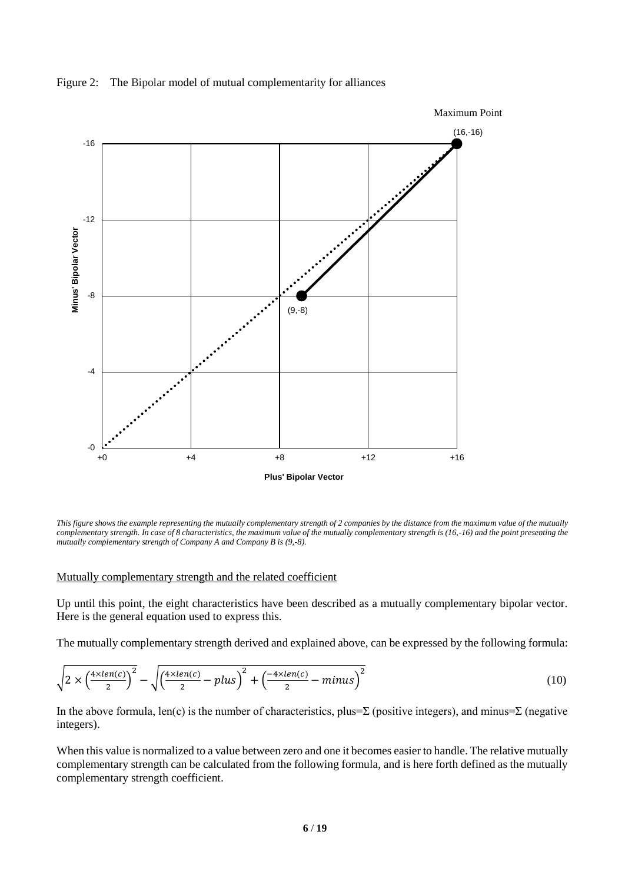Figure 2: The Bipolar model of mutual complementarity for alliances

*This figure shows the example representing the mutually complementary strength of 2 companies by the distance from the maximum value of the mutually complementary strength. In case of 8 characteristics, the maximum value of the mutually complementary strength is (16,-16) and the point presenting the mutually complementary strength of Company A and Company B is (9,-8).*

<u>Mutually complementary strength and the related coefficient</u>

Up until this point, the eight characteristics have been described as a mutually complementary bipolar vector. Here is the general equation used to express this.

The mutually complementary strength derived and explained above, can be expressed by the following formula:

$$\sqrt{2 \times \left(\frac{4 \times len(c)}{2}\right)^2} - \sqrt{\left(\frac{4 \times len(c)}{2} - plus\right)^2 + \left(\frac{-4 \times len(c)}{2} - minus\right)^2} \tag{10}$$

In the above formula, len(c) is the number of characteristics, plus=Σ (positive integers), and minus=Σ (negative integers).

When this value is normalized to a value between zero and one it becomes easier to handle. The relative mutually complementary strength can be calculated from the following formula, and is here forth defined as the mutually complementary strength coefficient.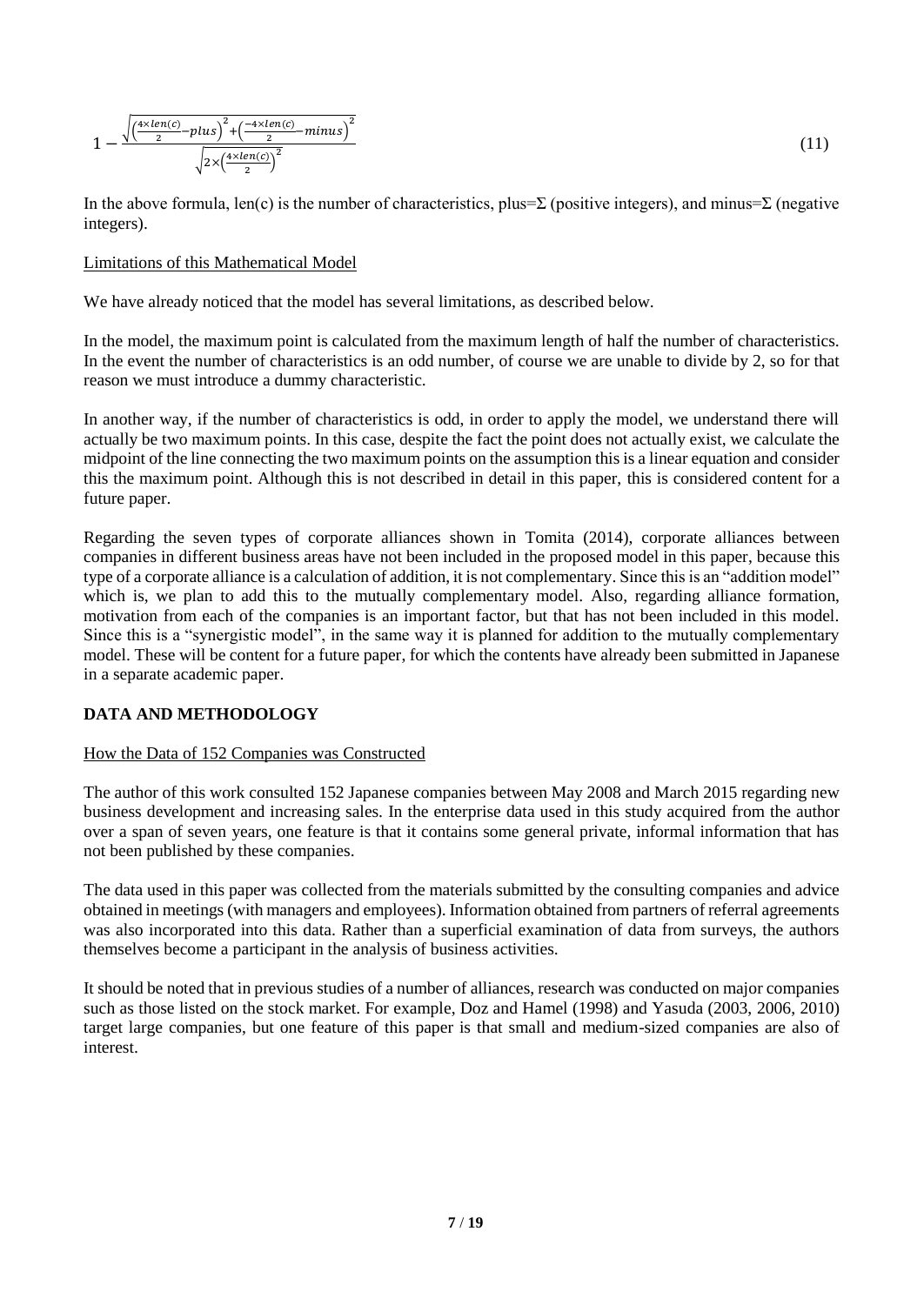$$1-\frac{\sqrt{\left(\frac{4\times len(c)}{2}-plus\right)^2+\left(\frac{-4\times len(c)}{2}-minus\right)^2}}{\sqrt{2\times\left(\frac{4\times len(c)}{2}\right)^2}} \tag{11}$$

In the above formula, len(c) is the number of characteristics, plus=Σ (positive integers), and minus=Σ (negative integers).

Limitations of this Mathematical Model

We have already noticed that the model has several limitations, as described below.

In the model, the maximum point is calculated from the maximum length of half the number of characteristics. In the event the number of characteristics is an odd number, of course we are unable to divide by 2, so for that reason we must introduce a dummy characteristic.

In another way, if the number of characteristics is odd, in order to apply the model, we understand there will actually be two maximum points. In this case, despite the fact the point does not actually exist, we calculate the midpoint of the line connecting the two maximum points on the assumption this is a linear equation and consider this the maximum point. Although this is not described in detail in this paper, this is considered content for a future paper.

Regarding the seven types of corporate alliances shown in Tomita (2014), corporate alliances between companies in different business areas have not been included in the proposed model in this paper, because this type of a corporate alliance is a calculation of addition, it is not complementary. Since this is an "addition model" which is, we plan to add this to the mutually complementary model. Also, regarding alliance formation, motivation from each of the companies is an important factor, but that has not been included in this model. Since this is a "synergistic model", in the same way it is planned for addition to the mutually complementary model. These will be content for a future paper, for which the contents have already been submitted in Japanese in a separate academic paper.

## DATA AND METHODOLOGY

How the Data of 152 Companies was Constructed

The author of this work consulted 152 Japanese companies between May 2008 and March 2015 regarding new business development and increasing sales. In the enterprise data used in this study acquired from the author over a span of seven years, one feature is that it contains some general private, informal information that has not been published by these companies.

The data used in this paper was collected from the materials submitted by the consulting companies and advice obtained in meetings (with managers and employees). Information obtained from partners of referral agreements was also incorporated into this data. Rather than a superficial examination of data from surveys, the authors themselves become a participant in the analysis of business activities.

It should be noted that in previous studies of a number of alliances, research was conducted on major companies such as those listed on the stock market. For example, Doz and Hamel (1998) and Yasuda (2003, 2006, 2010) target large companies, but one feature of this paper is that small and medium-sized companies are also of interest.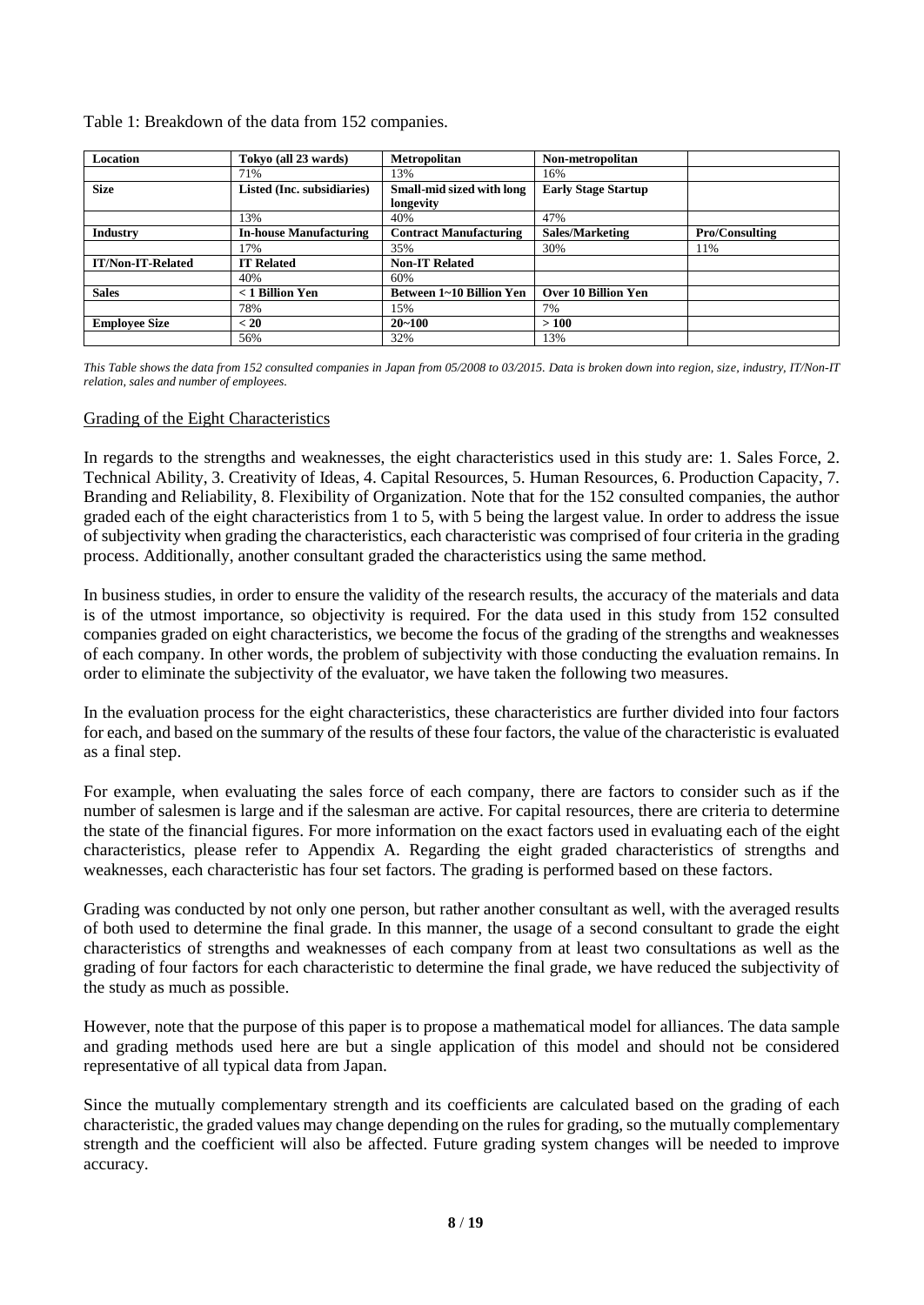Table 1: Breakdown of the data from 152 companies.

| Location | Tokyo (all 23 wards) | Metropolitan | Non-metropolitan | |
|---|---|---|---|---|
| | 71% | 13% | 16% | |
| **Size** | **Listed (Inc. subsidiaries)** | **Small-mid sized with long longevity** | **Early Stage Startup** | |
| | 13% | 40% | 47% | |
| **Industry** | **In-house Manufacturing** | **Contract Manufacturing** | **Sales/Marketing** | **Pro/Consulting** |
| | 17% | 35% | 30% | 11% |
| **IT/Non-IT-Related** | **IT Related** | **Non-IT Related** | | |
| | 40% | 60% | | |
| **Sales** | **< 1 Billion Yen** | **Between 1~10 Billion Yen** | **Over 10 Billion Yen** | |
| | 78% | 15% | 7% | |
| **Employee Size** | **< 20** | **20~100** | **> 100** | |
| | 56% | 32% | 13% | |

*This Table shows the data from 152 consulted companies in Japan from 05/2008 to 03/2015. Data is broken down into region, size, industry, IT/Non-IT relation, sales and number of employees.*

## Grading of the Eight Characteristics

In regards to the strengths and weaknesses, the eight characteristics used in this study are: 1. Sales Force, 2. Technical Ability, 3. Creativity of Ideas, 4. Capital Resources, 5. Human Resources, 6. Production Capacity, 7. Branding and Reliability, 8. Flexibility of Organization. Note that for the 152 consulted companies, the author graded each of the eight characteristics from 1 to 5, with 5 being the largest value. In order to address the issue of subjectivity when grading the characteristics, each characteristic was comprised of four criteria in the grading process. Additionally, another consultant graded the characteristics using the same method.

In business studies, in order to ensure the validity of the research results, the accuracy of the materials and data is of the utmost importance, so objectivity is required. For the data used in this study from 152 consulted companies graded on eight characteristics, we become the focus of the grading of the strengths and weaknesses of each company. In other words, the problem of subjectivity with those conducting the evaluation remains. In order to eliminate the subjectivity of the evaluator, we have taken the following two measures.

In the evaluation process for the eight characteristics, these characteristics are further divided into four factors for each, and based on the summary of the results of these four factors, the value of the characteristic is evaluated as a final step.

For example, when evaluating the sales force of each company, there are factors to consider such as if the number of salesmen is large and if the salesman are active. For capital resources, there are criteria to determine the state of the financial figures. For more information on the exact factors used in evaluating each of the eight characteristics, please refer to Appendix A. Regarding the eight graded characteristics of strengths and weaknesses, each characteristic has four set factors. The grading is performed based on these factors.

Grading was conducted by not only one person, but rather another consultant as well, with the averaged results of both used to determine the final grade. In this manner, the usage of a second consultant to grade the eight characteristics of strengths and weaknesses of each company from at least two consultations as well as the grading of four factors for each characteristic to determine the final grade, we have reduced the subjectivity of the study as much as possible.

However, note that the purpose of this paper is to propose a mathematical model for alliances. The data sample and grading methods used here are but a single application of this model and should not be considered representative of all typical data from Japan.

Since the mutually complementary strength and its coefficients are calculated based on the grading of each characteristic, the graded values may change depending on the rules for grading, so the mutually complementary strength and the coefficient will also be affected. Future grading system changes will be needed to improve accuracy.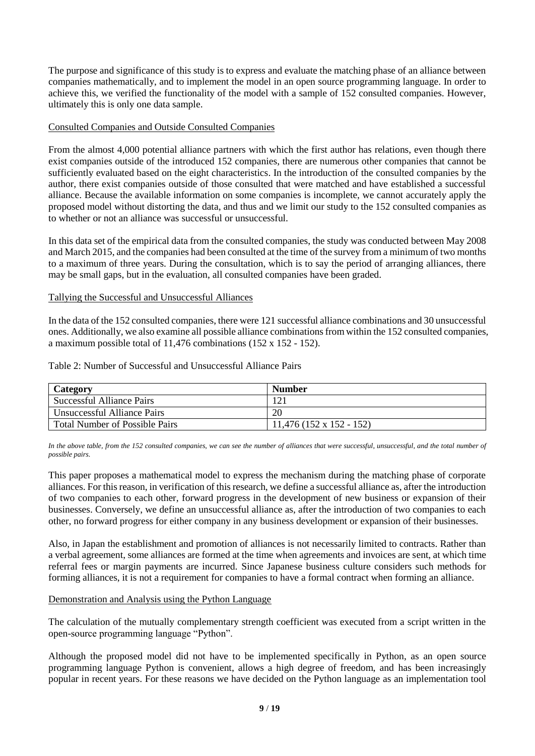The purpose and significance of this study is to express and evaluate the matching phase of an alliance between companies mathematically, and to implement the model in an open source programming language. In order to achieve this, we verified the functionality of the model with a sample of 152 consulted companies. However, ultimately this is only one data sample.

### Consulted Companies and Outside Consulted Companies

From the almost 4,000 potential alliance partners with which the first author has relations, even though there exist companies outside of the introduced 152 companies, there are numerous other companies that cannot be sufficiently evaluated based on the eight characteristics. In the introduction of the consulted companies by the author, there exist companies outside of those consulted that were matched and have established a successful alliance. Because the available information on some companies is incomplete, we cannot accurately apply the proposed model without distorting the data, and thus and we limit our study to the 152 consulted companies as to whether or not an alliance was successful or unsuccessful.

In this data set of the empirical data from the consulted companies, the study was conducted between May 2008 and March 2015, and the companies had been consulted at the time of the survey from a minimum of two months to a maximum of three years. During the consultation, which is to say the period of arranging alliances, there may be small gaps, but in the evaluation, all consulted companies have been graded.

### Tallying the Successful and Unsuccessful Alliances

In the data of the 152 consulted companies, there were 121 successful alliance combinations and 30 unsuccessful ones. Additionally, we also examine all possible alliance combinations from within the 152 consulted companies, a maximum possible total of 11,476 combinations (152 x 152 - 152).

Table 2: Number of Successful and Unsuccessful Alliance Pairs

| Category | Number |
| --- | --- |
| Successful Alliance Pairs | 121 |
| Unsuccessful Alliance Pairs | 20 |
| Total Number of Possible Pairs | 11,476 (152 x 152 - 152) |

*In the above table, from the 152 consulted companies, we can see the number of alliances that were successful, unsuccessful, and the total number of possible pairs.*

This paper proposes a mathematical model to express the mechanism during the matching phase of corporate alliances. For this reason, in verification of this research, we define a successful alliance as, after the introduction of two companies to each other, forward progress in the development of new business or expansion of their businesses. Conversely, we define an unsuccessful alliance as, after the introduction of two companies to each other, no forward progress for either company in any business development or expansion of their businesses.

Also, in Japan the establishment and promotion of alliances is not necessarily limited to contracts. Rather than a verbal agreement, some alliances are formed at the time when agreements and invoices are sent, at which time referral fees or margin payments are incurred. Since Japanese business culture considers such methods for forming alliances, it is not a requirement for companies to have a formal contract when forming an alliance.

### Demonstration and Analysis using the Python Language

The calculation of the mutually complementary strength coefficient was executed from a script written in the open-source programming language "Python".

Although the proposed model did not have to be implemented specifically in Python, as an open source programming language Python is convenient, allows a high degree of freedom, and has been increasingly popular in recent years. For these reasons we have decided on the Python language as an implementation tool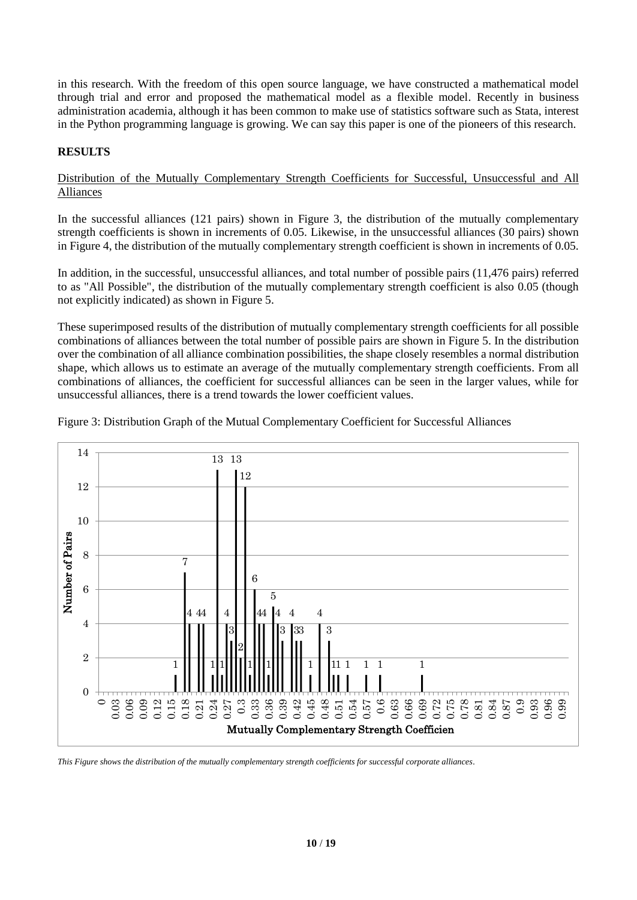in this research. With the freedom of this open source language, we have constructed a mathematical model through trial and error and proposed the mathematical model as a flexible model. Recently in business administration academia, although it has been common to make use of statistics software such as Stata, interest in the Python programming language is growing. We can say this paper is one of the pioneers of this research.

## RESULTS

Distribution of the Mutually Complementary Strength Coefficients for Successful, Unsuccessful and All Alliances

In the successful alliances (121 pairs) shown in Figure 3, the distribution of the mutually complementary strength coefficients is shown in increments of 0.05. Likewise, in the unsuccessful alliances (30 pairs) shown in Figure 4, the distribution of the mutually complementary strength coefficient is shown in increments of 0.05.

In addition, in the successful, unsuccessful alliances, and total number of possible pairs (11,476 pairs) referred to as "All Possible", the distribution of the mutually complementary strength coefficient is also 0.05 (though not explicitly indicated) as shown in Figure 5.

These superimposed results of the distribution of mutually complementary strength coefficients for all possible combinations of alliances between the total number of possible pairs are shown in Figure 5. In the distribution over the combination of all alliance combination possibilities, the shape closely resembles a normal distribution shape, which allows us to estimate an average of the mutually complementary strength coefficients. From all combinations of alliances, the coefficient for successful alliances can be seen in the larger values, while for unsuccessful alliances, there is a trend towards the lower coefficient values.

Figure 3: Distribution Graph of the Mutual Complementary Coefficient for Successful Alliances

*This Figure shows the distribution of the mutually complementary strength coefficients for successful corporate alliances.*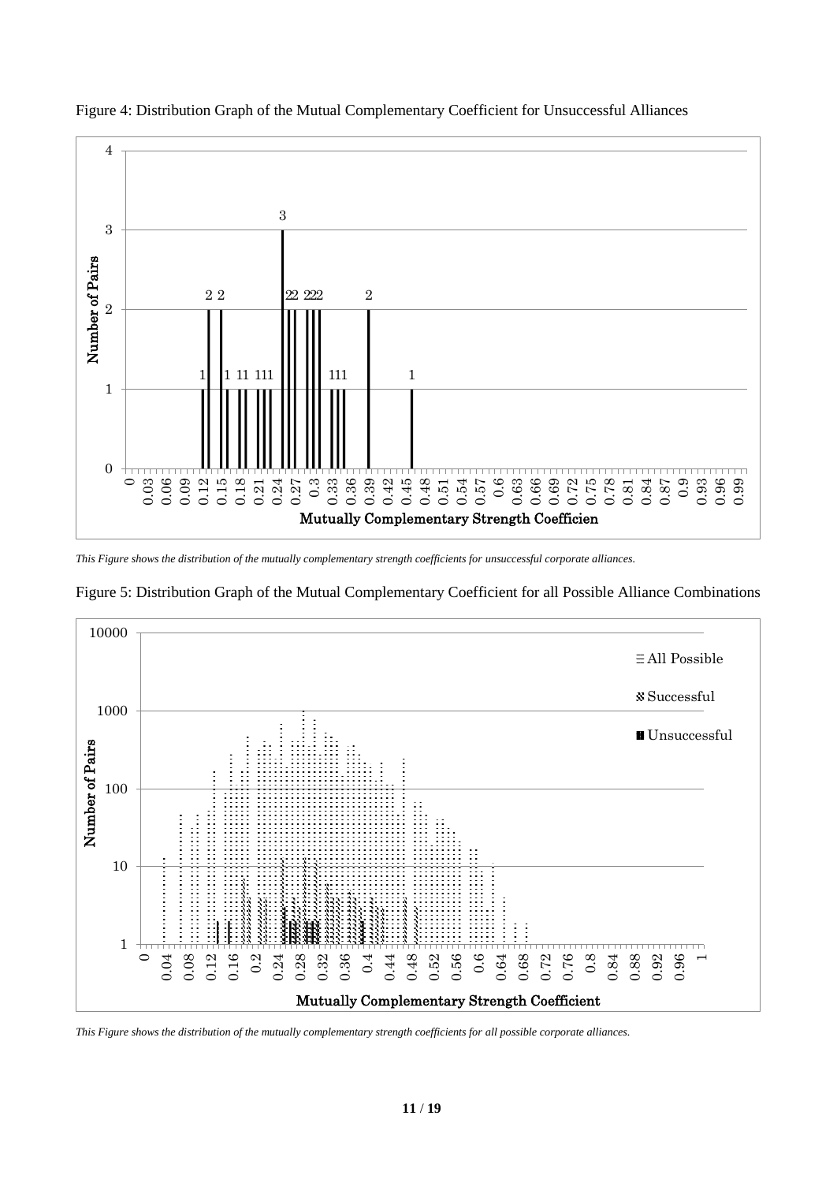Figure 4: Distribution Graph of the Mutual Complementary Coefficient for Unsuccessful Alliances

*This Figure shows the distribution of the mutually complementary strength coefficients for unsuccessful corporate alliances.*

Figure 5: Distribution Graph of the Mutual Complementary Coefficient for all Possible Alliance Combinations

*This Figure shows the distribution of the mutually complementary strength coefficients for all possible corporate alliances.*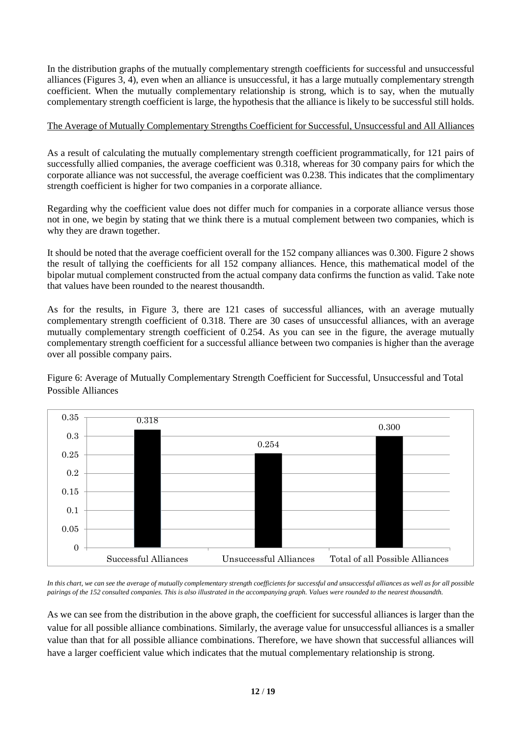In the distribution graphs of the mutually complementary strength coefficients for successful and unsuccessful alliances (Figures 3, 4), even when an alliance is unsuccessful, it has a large mutually complementary strength coefficient. When the mutually complementary relationship is strong, which is to say, when the mutually complementary strength coefficient is large, the hypothesis that the alliance is likely to be successful still holds.

The Average of Mutually Complementary Strengths Coefficient for Successful, Unsuccessful and All Alliances

As a result of calculating the mutually complementary strength coefficient programmatically, for 121 pairs of successfully allied companies, the average coefficient was 0.318, whereas for 30 company pairs for which the corporate alliance was not successful, the average coefficient was 0.238. This indicates that the complimentary strength coefficient is higher for two companies in a corporate alliance.

Regarding why the coefficient value does not differ much for companies in a corporate alliance versus those not in one, we begin by stating that we think there is a mutual complement between two companies, which is why they are drawn together.

It should be noted that the average coefficient overall for the 152 company alliances was 0.300. Figure 2 shows the result of tallying the coefficients for all 152 company alliances. Hence, this mathematical model of the bipolar mutual complement constructed from the actual company data confirms the function as valid. Take note that values have been rounded to the nearest thousandth.

As for the results, in Figure 3, there are 121 cases of successful alliances, with an average mutually complementary strength coefficient of 0.318. There are 30 cases of unsuccessful alliances, with an average mutually complementary strength coefficient of 0.254. As you can see in the figure, the average mutually complementary strength coefficient for a successful alliance between two companies is higher than the average over all possible company pairs.

Figure 6: Average of Mutually Complementary Strength Coefficient for Successful, Unsuccessful and Total Possible Alliances

| | Successful Alliances | Unsuccessful Alliances | Total of all Possible Alliances |
|---|---|---|---|
| Average coefficient | 0.318 | 0.254 | 0.300 |

*In this chart, we can see the average of mutually complementary strength coefficients for successful and unsuccessful alliances as well as for all possible pairings of the 152 consulted companies. This is also illustrated in the accompanying graph. Values were rounded to the nearest thousandth.*

As we can see from the distribution in the above graph, the coefficient for successful alliances is larger than the value for all possible alliance combinations. Similarly, the average value for unsuccessful alliances is a smaller value than that for all possible alliance combinations. Therefore, we have shown that successful alliances will have a larger coefficient value which indicates that the mutual complementary relationship is strong.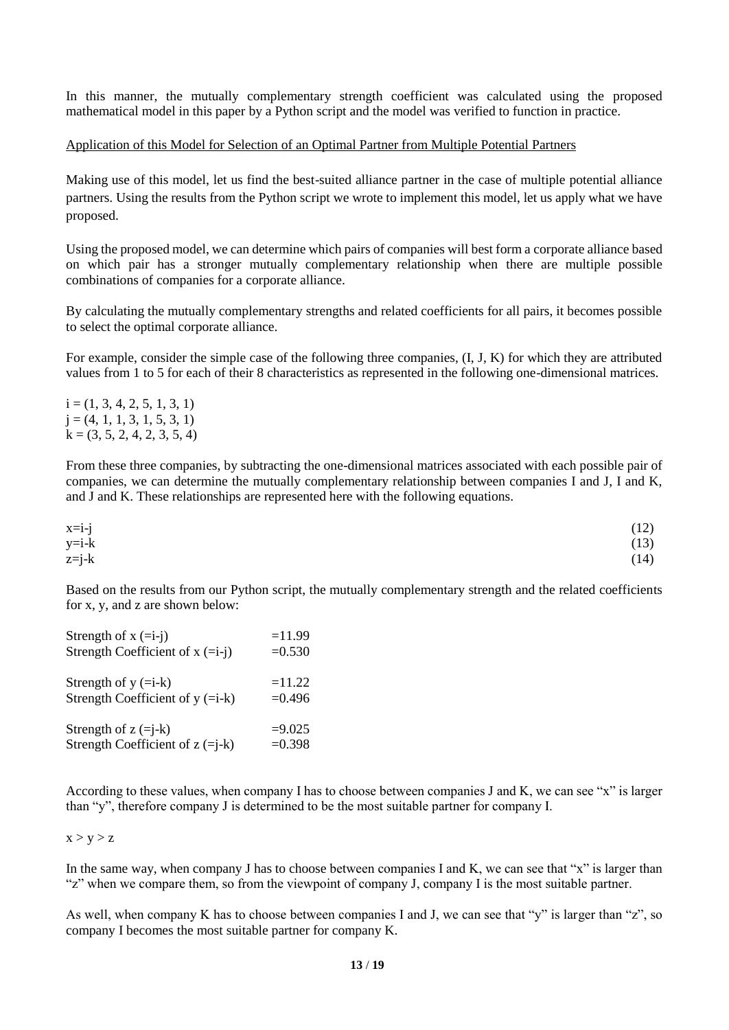In this manner, the mutually complementary strength coefficient was calculated using the proposed mathematical model in this paper by a Python script and the model was verified to function in practice.

Application of this Model for Selection of an Optimal Partner from Multiple Potential Partners

Making use of this model, let us find the best-suited alliance partner in the case of multiple potential alliance partners. Using the results from the Python script we wrote to implement this model, let us apply what we have proposed.

Using the proposed model, we can determine which pairs of companies will best form a corporate alliance based on which pair has a stronger mutually complementary relationship when there are multiple possible combinations of companies for a corporate alliance.

By calculating the mutually complementary strengths and related coefficients for all pairs, it becomes possible to select the optimal corporate alliance.

For example, consider the simple case of the following three companies, (I, J, K) for which they are attributed values from 1 to 5 for each of their 8 characteristics as represented in the following one-dimensional matrices.

$i = (1, 3, 4, 2, 5, 1, 3, 1)$
$j = (4, 1, 1, 3, 1, 5, 3, 1)$
$k = (3, 5, 2, 4, 2, 3, 5, 4)$

From these three companies, by subtracting the one-dimensional matrices associated with each possible pair of companies, we can determine the mutually complementary relationship between companies I and J, I and K, and J and K. These relationships are represented here with the following equations.

$$x=i-j \tag{12}$$
$$y=i-k \tag{13}$$
$$z=j-k \tag{14}$$

Based on the results from our Python script, the mutually complementary strength and the related coefficients for x, y, and z are shown below:

Strength of x (=i-j) =11.99
Strength Coefficient of x (=i-j) =0.530

Strength of y (=i-k) =11.22
Strength Coefficient of y (=i-k) =0.496

Strength of z (=j-k) =9.025
Strength Coefficient of z (=j-k) =0.398

According to these values, when company I has to choose between companies J and K, we can see "x" is larger than "y", therefore company J is determined to be the most suitable partner for company I.

$x > y > z$

In the same way, when company J has to choose between companies I and K, we can see that "x" is larger than "z" when we compare them, so from the viewpoint of company J, company I is the most suitable partner.

As well, when company K has to choose between companies I and J, we can see that "y" is larger than "z", so company I becomes the most suitable partner for company K.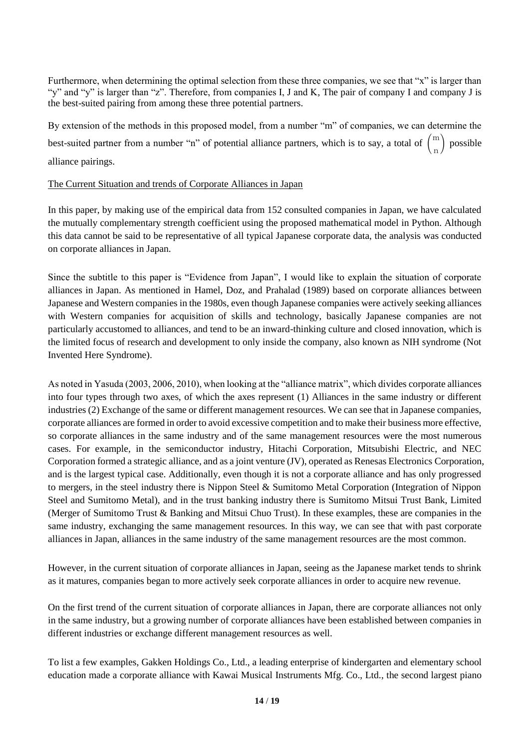Furthermore, when determining the optimal selection from these three companies, we see that "x" is larger than "y" and "y" is larger than "z". Therefore, from companies I, J and K, The pair of company I and company J is the best-suited pairing from among these three potential partners.

By extension of the methods in this proposed model, from a number "m" of companies, we can determine the best-suited partner from a number "n" of potential alliance partners, which is to say, a total of $\binom{m}{n}$ possible alliance pairings.

<u>The Current Situation and trends of Corporate Alliances in Japan</u>

In this paper, by making use of the empirical data from 152 consulted companies in Japan, we have calculated the mutually complementary strength coefficient using the proposed mathematical model in Python. Although this data cannot be said to be representative of all typical Japanese corporate data, the analysis was conducted on corporate alliances in Japan.

Since the subtitle to this paper is "Evidence from Japan", I would like to explain the situation of corporate alliances in Japan. As mentioned in Hamel, Doz, and Prahalad (1989) based on corporate alliances between Japanese and Western companies in the 1980s, even though Japanese companies were actively seeking alliances with Western companies for acquisition of skills and technology, basically Japanese companies are not particularly accustomed to alliances, and tend to be an inward-thinking culture and closed innovation, which is the limited focus of research and development to only inside the company, also known as NIH syndrome (Not Invented Here Syndrome).

As noted in Yasuda (2003, 2006, 2010), when looking at the "alliance matrix", which divides corporate alliances into four types through two axes, of which the axes represent (1) Alliances in the same industry or different industries (2) Exchange of the same or different management resources. We can see that in Japanese companies, corporate alliances are formed in order to avoid excessive competition and to make their business more effective, so corporate alliances in the same industry and of the same management resources were the most numerous cases. For example, in the semiconductor industry, Hitachi Corporation, Mitsubishi Electric, and NEC Corporation formed a strategic alliance, and as a joint venture (JV), operated as Renesas Electronics Corporation, and is the largest typical case. Additionally, even though it is not a corporate alliance and has only progressed to mergers, in the steel industry there is Nippon Steel & Sumitomo Metal Corporation (Integration of Nippon Steel and Sumitomo Metal), and in the trust banking industry there is Sumitomo Mitsui Trust Bank, Limited (Merger of Sumitomo Trust & Banking and Mitsui Chuo Trust). In these examples, these are companies in the same industry, exchanging the same management resources. In this way, we can see that with past corporate alliances in Japan, alliances in the same industry of the same management resources are the most common.

However, in the current situation of corporate alliances in Japan, seeing as the Japanese market tends to shrink as it matures, companies began to more actively seek corporate alliances in order to acquire new revenue.

On the first trend of the current situation of corporate alliances in Japan, there are corporate alliances not only in the same industry, but a growing number of corporate alliances have been established between companies in different industries or exchange different management resources as well.

To list a few examples, Gakken Holdings Co., Ltd., a leading enterprise of kindergarten and elementary school education made a corporate alliance with Kawai Musical Instruments Mfg. Co., Ltd., the second largest piano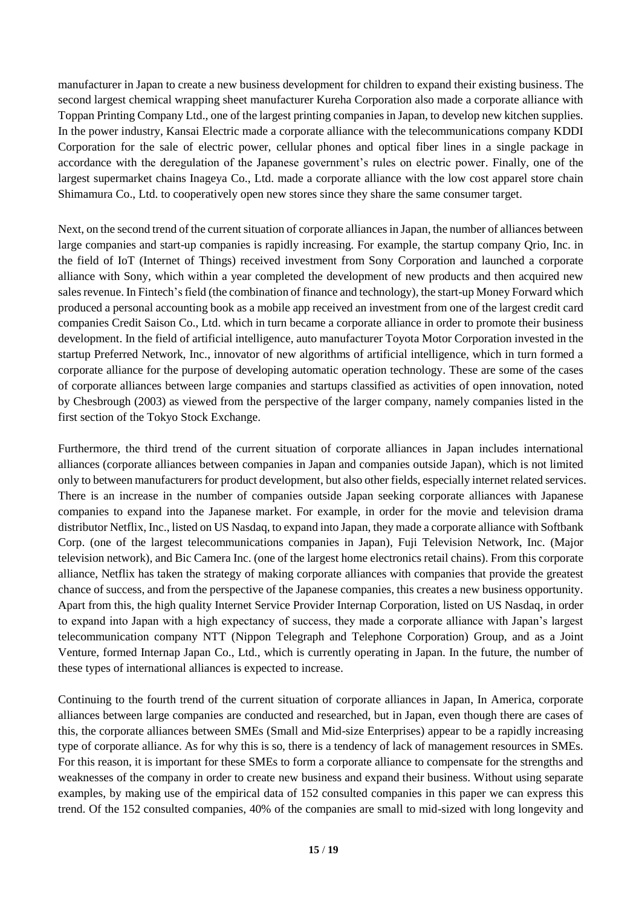manufacturer in Japan to create a new business development for children to expand their existing business. The second largest chemical wrapping sheet manufacturer Kureha Corporation also made a corporate alliance with Toppan Printing Company Ltd., one of the largest printing companies in Japan, to develop new kitchen supplies. In the power industry, Kansai Electric made a corporate alliance with the telecommunications company KDDI Corporation for the sale of electric power, cellular phones and optical fiber lines in a single package in accordance with the deregulation of the Japanese government's rules on electric power. Finally, one of the largest supermarket chains Inageya Co., Ltd. made a corporate alliance with the low cost apparel store chain Shimamura Co., Ltd. to cooperatively open new stores since they share the same consumer target.

Next, on the second trend of the current situation of corporate alliances in Japan, the number of alliances between large companies and start-up companies is rapidly increasing. For example, the startup company Qrio, Inc. in the field of IoT (Internet of Things) received investment from Sony Corporation and launched a corporate alliance with Sony, which within a year completed the development of new products and then acquired new sales revenue. In Fintech's field (the combination of finance and technology), the start-up Money Forward which produced a personal accounting book as a mobile app received an investment from one of the largest credit card companies Credit Saison Co., Ltd. which in turn became a corporate alliance in order to promote their business development. In the field of artificial intelligence, auto manufacturer Toyota Motor Corporation invested in the startup Preferred Network, Inc., innovator of new algorithms of artificial intelligence, which in turn formed a corporate alliance for the purpose of developing automatic operation technology. These are some of the cases of corporate alliances between large companies and startups classified as activities of open innovation, noted by Chesbrough (2003) as viewed from the perspective of the larger company, namely companies listed in the first section of the Tokyo Stock Exchange.

Furthermore, the third trend of the current situation of corporate alliances in Japan includes international alliances (corporate alliances between companies in Japan and companies outside Japan), which is not limited only to between manufacturers for product development, but also other fields, especially internet related services. There is an increase in the number of companies outside Japan seeking corporate alliances with Japanese companies to expand into the Japanese market. For example, in order for the movie and television drama distributor Netflix, Inc., listed on US Nasdaq, to expand into Japan, they made a corporate alliance with Softbank Corp. (one of the largest telecommunications companies in Japan), Fuji Television Network, Inc. (Major television network), and Bic Camera Inc. (one of the largest home electronics retail chains). From this corporate alliance, Netflix has taken the strategy of making corporate alliances with companies that provide the greatest chance of success, and from the perspective of the Japanese companies, this creates a new business opportunity. Apart from this, the high quality Internet Service Provider Internap Corporation, listed on US Nasdaq, in order to expand into Japan with a high expectancy of success, they made a corporate alliance with Japan's largest telecommunication company NTT (Nippon Telegraph and Telephone Corporation) Group, and as a Joint Venture, formed Internap Japan Co., Ltd., which is currently operating in Japan. In the future, the number of these types of international alliances is expected to increase.

Continuing to the fourth trend of the current situation of corporate alliances in Japan, In America, corporate alliances between large companies are conducted and researched, but in Japan, even though there are cases of this, the corporate alliances between SMEs (Small and Mid-size Enterprises) appear to be a rapidly increasing type of corporate alliance. As for why this is so, there is a tendency of lack of management resources in SMEs. For this reason, it is important for these SMEs to form a corporate alliance to compensate for the strengths and weaknesses of the company in order to create new business and expand their business. Without using separate examples, by making use of the empirical data of 152 consulted companies in this paper we can express this trend. Of the 152 consulted companies, 40% of the companies are small to mid-sized with long longevity and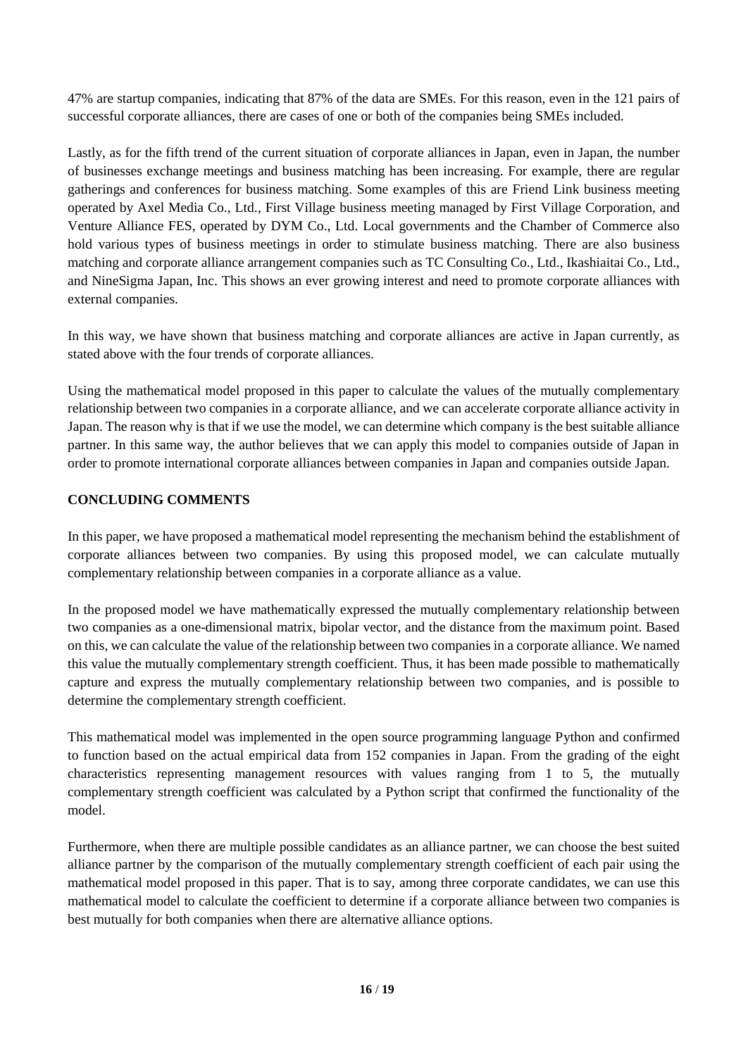47% are startup companies, indicating that 87% of the data are SMEs. For this reason, even in the 121 pairs of successful corporate alliances, there are cases of one or both of the companies being SMEs included.

Lastly, as for the fifth trend of the current situation of corporate alliances in Japan, even in Japan, the number of businesses exchange meetings and business matching has been increasing. For example, there are regular gatherings and conferences for business matching. Some examples of this are Friend Link business meeting operated by Axel Media Co., Ltd., First Village business meeting managed by First Village Corporation, and Venture Alliance FES, operated by DYM Co., Ltd. Local governments and the Chamber of Commerce also hold various types of business meetings in order to stimulate business matching. There are also business matching and corporate alliance arrangement companies such as TC Consulting Co., Ltd., Ikashiaitai Co., Ltd., and NineSigma Japan, Inc. This shows an ever growing interest and need to promote corporate alliances with external companies.

In this way, we have shown that business matching and corporate alliances are active in Japan currently, as stated above with the four trends of corporate alliances.

Using the mathematical model proposed in this paper to calculate the values of the mutually complementary relationship between two companies in a corporate alliance, and we can accelerate corporate alliance activity in Japan. The reason why is that if we use the model, we can determine which company is the best suitable alliance partner. In this same way, the author believes that we can apply this model to companies outside of Japan in order to promote international corporate alliances between companies in Japan and companies outside Japan.

## CONCLUDING COMMENTS

In this paper, we have proposed a mathematical model representing the mechanism behind the establishment of corporate alliances between two companies. By using this proposed model, we can calculate mutually complementary relationship between companies in a corporate alliance as a value.

In the proposed model we have mathematically expressed the mutually complementary relationship between two companies as a one-dimensional matrix, bipolar vector, and the distance from the maximum point. Based on this, we can calculate the value of the relationship between two companies in a corporate alliance. We named this value the mutually complementary strength coefficient. Thus, it has been made possible to mathematically capture and express the mutually complementary relationship between two companies, and is possible to determine the complementary strength coefficient.

This mathematical model was implemented in the open source programming language Python and confirmed to function based on the actual empirical data from 152 companies in Japan. From the grading of the eight characteristics representing management resources with values ranging from 1 to 5, the mutually complementary strength coefficient was calculated by a Python script that confirmed the functionality of the model.

Furthermore, when there are multiple possible candidates as an alliance partner, we can choose the best suited alliance partner by the comparison of the mutually complementary strength coefficient of each pair using the mathematical model proposed in this paper. That is to say, among three corporate candidates, we can use this mathematical model to calculate the coefficient to determine if a corporate alliance between two companies is best mutually for both companies when there are alternative alliance options.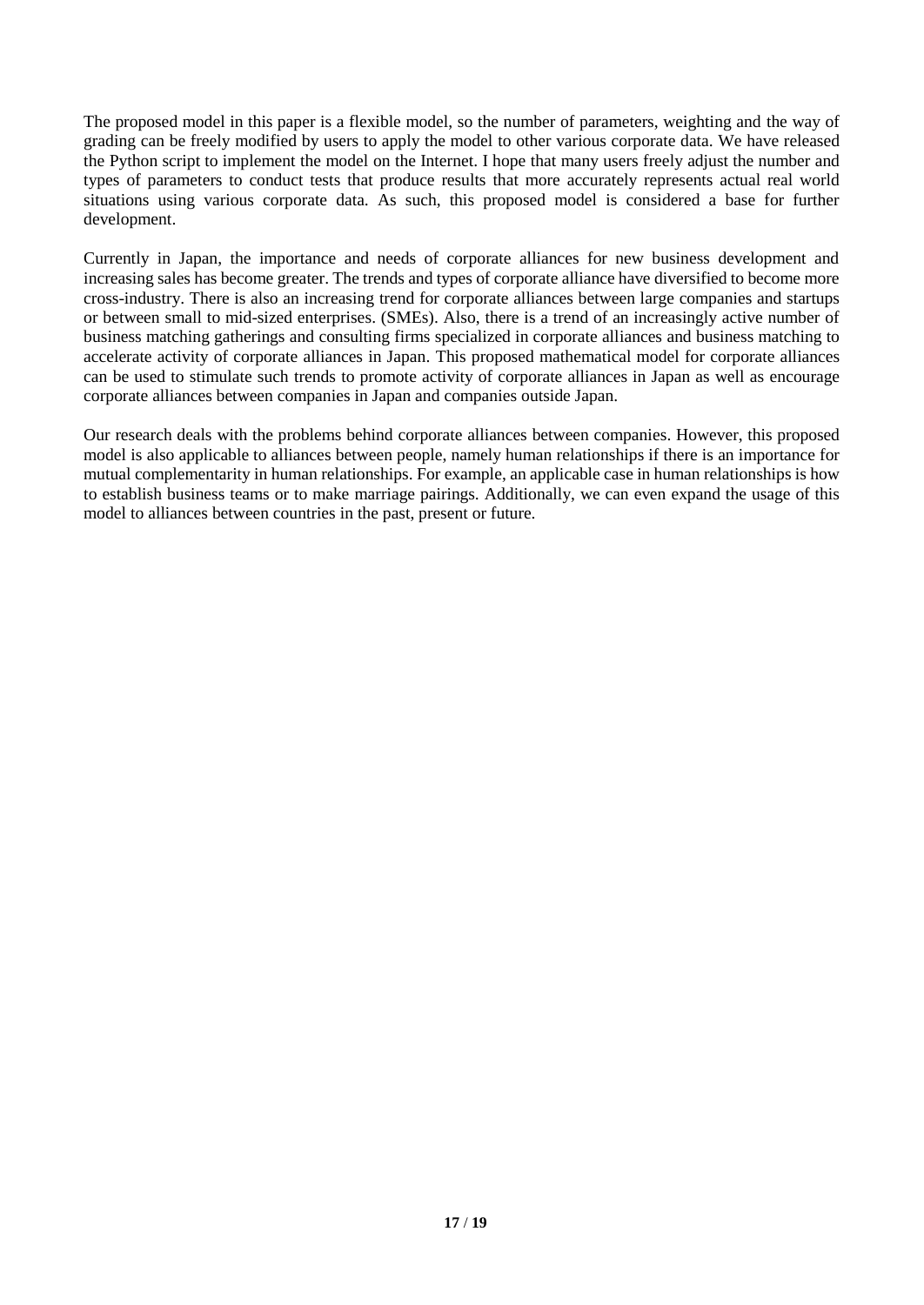The proposed model in this paper is a flexible model, so the number of parameters, weighting and the way of grading can be freely modified by users to apply the model to other various corporate data. We have released the Python script to implement the model on the Internet. I hope that many users freely adjust the number and types of parameters to conduct tests that produce results that more accurately represents actual real world situations using various corporate data. As such, this proposed model is considered a base for further development.

Currently in Japan, the importance and needs of corporate alliances for new business development and increasing sales has become greater. The trends and types of corporate alliance have diversified to become more cross-industry. There is also an increasing trend for corporate alliances between large companies and startups or between small to mid-sized enterprises. (SMEs). Also, there is a trend of an increasingly active number of business matching gatherings and consulting firms specialized in corporate alliances and business matching to accelerate activity of corporate alliances in Japan. This proposed mathematical model for corporate alliances can be used to stimulate such trends to promote activity of corporate alliances in Japan as well as encourage corporate alliances between companies in Japan and companies outside Japan.

Our research deals with the problems behind corporate alliances between companies. However, this proposed model is also applicable to alliances between people, namely human relationships if there is an importance for mutual complementarity in human relationships. For example, an applicable case in human relationships is how to establish business teams or to make marriage pairings. Additionally, we can even expand the usage of this model to alliances between countries in the past, present or future.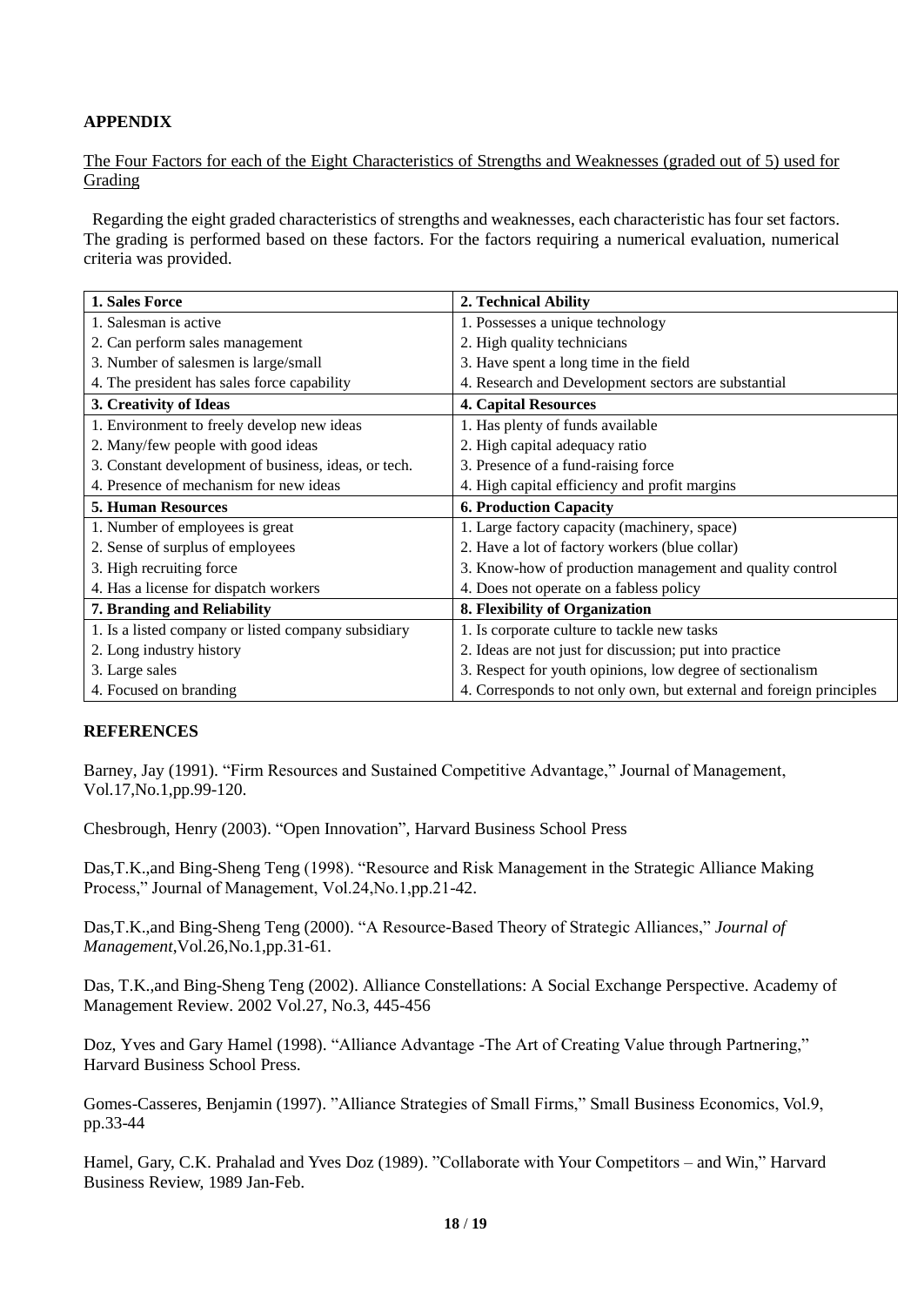## APPENDIX

The Four Factors for each of the Eight Characteristics of Strengths and Weaknesses (graded out of 5) used for Grading

Regarding the eight graded characteristics of strengths and weaknesses, each characteristic has four set factors. The grading is performed based on these factors. For the factors requiring a numerical evaluation, numerical criteria was provided.

| **1. Sales Force** | **2. Technical Ability** |
|---|---|
| 1. Salesman is active | 1. Possesses a unique technology |
| 2. Can perform sales management | 2. High quality technicians |
| 3. Number of salesmen is large/small | 3. Have spent a long time in the field |
| 4. The president has sales force capability | 4. Research and Development sectors are substantial |
| **3. Creativity of Ideas** | **4. Capital Resources** |
| 1. Environment to freely develop new ideas | 1. Has plenty of funds available |
| 2. Many/few people with good ideas | 2. High capital adequacy ratio |
| 3. Constant development of business, ideas, or tech. | 3. Presence of a fund-raising force |
| 4. Presence of mechanism for new ideas | 4. High capital efficiency and profit margins |
| **5. Human Resources** | **6. Production Capacity** |
| 1. Number of employees is great | 1. Large factory capacity (machinery, space) |
| 2. Sense of surplus of employees | 2. Have a lot of factory workers (blue collar) |
| 3. High recruiting force | 3. Know-how of production management and quality control |
| 4. Has a license for dispatch workers | 4. Does not operate on a fabless policy |
| **7. Branding and Reliability** | **8. Flexibility of Organization** |
| 1. Is a listed company or listed company subsidiary | 1. Is corporate culture to tackle new tasks |
| 2. Long industry history | 2. Ideas are not just for discussion; put into practice |
| 3. Large sales | 3. Respect for youth opinions, low degree of sectionalism |
| 4. Focused on branding | 4. Corresponds to not only own, but external and foreign principles |

## REFERENCES

Barney, Jay (1991). "Firm Resources and Sustained Competitive Advantage," Journal of Management, Vol.17,No.1,pp.99-120.

Chesbrough, Henry (2003). "Open Innovation", Harvard Business School Press

Das,T.K.,and Bing-Sheng Teng (1998). "Resource and Risk Management in the Strategic Alliance Making Process," Journal of Management, Vol.24,No.1,pp.21-42.

Das,T.K.,and Bing-Sheng Teng (2000). "A Resource-Based Theory of Strategic Alliances," *Journal of Management*,Vol.26,No.1,pp.31-61.

Das, T.K.,and Bing-Sheng Teng (2002). Alliance Constellations: A Social Exchange Perspective. Academy of Management Review. 2002 Vol.27, No.3, 445-456

Doz, Yves and Gary Hamel (1998). "Alliance Advantage -The Art of Creating Value through Partnering," Harvard Business School Press.

Gomes-Casseres, Benjamin (1997). "Alliance Strategies of Small Firms," Small Business Economics, Vol.9, pp.33-44

Hamel, Gary, C.K. Prahalad and Yves Doz (1989). "Collaborate with Your Competitors – and Win," Harvard Business Review, 1989 Jan-Feb.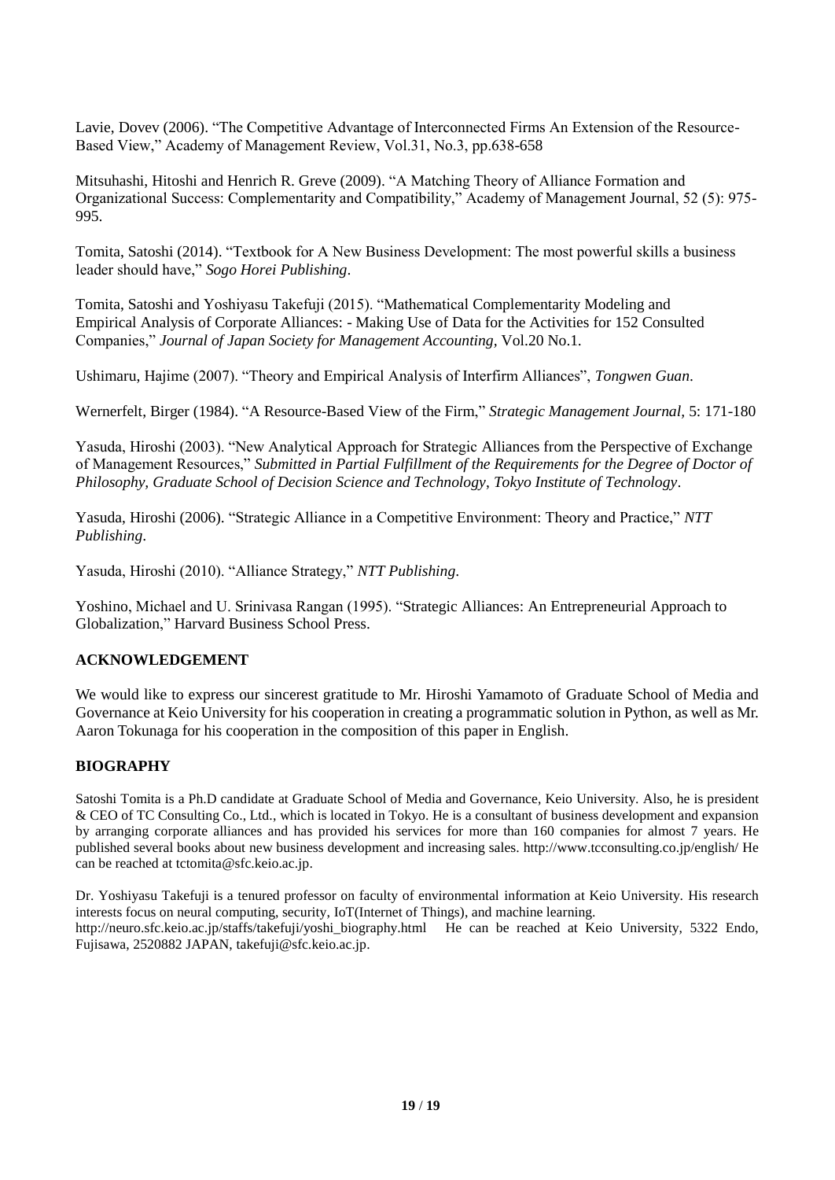Lavie, Dovev (2006). “The Competitive Advantage of Interconnected Firms An Extension of the Resource-Based View,” Academy of Management Review, Vol.31, No.3, pp.638-658

Mitsuhashi, Hitoshi and Henrich R. Greve (2009). “A Matching Theory of Alliance Formation and Organizational Success: Complementarity and Compatibility,” Academy of Management Journal, 52 (5): 975-995.

Tomita, Satoshi (2014). “Textbook for A New Business Development: The most powerful skills a business leader should have,” *Sogo Horei Publishing*.

Tomita, Satoshi and Yoshiyasu Takefuji (2015). “Mathematical Complementarity Modeling and Empirical Analysis of Corporate Alliances: - Making Use of Data for the Activities for 152 Consulted Companies,” *Journal of Japan Society for Management Accounting,* Vol.20 No.1.

Ushimaru, Hajime (2007). “Theory and Empirical Analysis of Interfirm Alliances”, *Tongwen Guan*.

Wernerfelt, Birger (1984). “A Resource-Based View of the Firm,” *Strategic Management Journal,* 5: 171-180

Yasuda, Hiroshi (2003). “New Analytical Approach for Strategic Alliances from the Perspective of Exchange of Management Resources,” *Submitted in Partial Fulfillment of the Requirements for the Degree of Doctor of Philosophy, Graduate School of Decision Science and Technology, Tokyo Institute of Technology*.

Yasuda, Hiroshi (2006). “Strategic Alliance in a Competitive Environment: Theory and Practice,” *NTT Publishing*.

Yasuda, Hiroshi (2010). “Alliance Strategy,” *NTT Publishing*.

Yoshino, Michael and U. Srinivasa Rangan (1995). “Strategic Alliances: An Entrepreneurial Approach to Globalization,” Harvard Business School Press.

## ACKNOWLEDGEMENT

We would like to express our sincerest gratitude to Mr. Hiroshi Yamamoto of Graduate School of Media and Governance at Keio University for his cooperation in creating a programmatic solution in Python, as well as Mr. Aaron Tokunaga for his cooperation in the composition of this paper in English.

## BIOGRAPHY

Satoshi Tomita is a Ph.D candidate at Graduate School of Media and Governance, Keio University. Also, he is president & CEO of TC Consulting Co., Ltd., which is located in Tokyo. He is a consultant of business development and expansion by arranging corporate alliances and has provided his services for more than 160 companies for almost 7 years. He published several books about new business development and increasing sales. http://www.tcconsulting.co.jp/english/ He can be reached at tctomita@sfc.keio.ac.jp.

Dr. Yoshiyasu Takefuji is a tenured professor on faculty of environmental information at Keio University. His research interests focus on neural computing, security, IoT(Internet of Things), and machine learning. http://neuro.sfc.keio.ac.jp/staffs/takefuji/yoshi_biography.html He can be reached at Keio University, 5322 Endo, Fujisawa, 2520882 JAPAN, takefuji@sfc.keio.ac.jp.